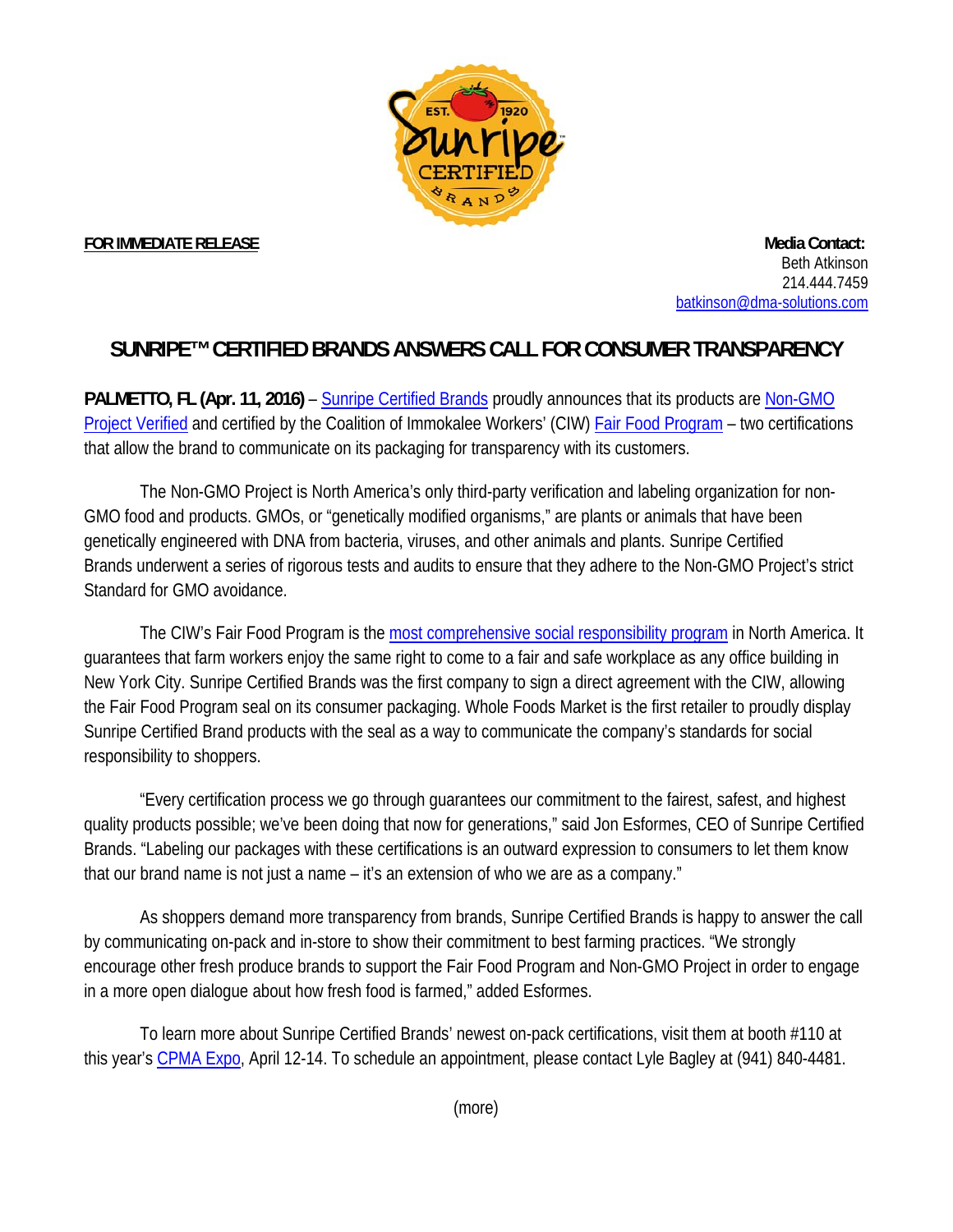**FOR IMMEDIATE RELEASE**

**Media Contact:**
Beth Atkinson
214.444.7459
batkinson@dma-solutions.com

# SUNRIPE™ CERTIFIED BRANDS ANSWERS CALL FOR CONSUMER TRANSPARENCY

**PALMETTO, FL (Apr. 11, 2016)** – Sunripe Certified Brands proudly announces that its products are Non-GMO Project Verified and certified by the Coalition of Immokalee Workers' (CIW) Fair Food Program – two certifications that allow the brand to communicate on its packaging for transparency with its customers.

The Non-GMO Project is North America's only third-party verification and labeling organization for non-GMO food and products. GMOs, or "genetically modified organisms," are plants or animals that have been genetically engineered with DNA from bacteria, viruses, and other animals and plants. Sunripe Certified Brands underwent a series of rigorous tests and audits to ensure that they adhere to the Non-GMO Project's strict Standard for GMO avoidance.

The CIW's Fair Food Program is the most comprehensive social responsibility program in North America. It guarantees that farm workers enjoy the same right to come to a fair and safe workplace as any office building in New York City. Sunripe Certified Brands was the first company to sign a direct agreement with the CIW, allowing the Fair Food Program seal on its consumer packaging. Whole Foods Market is the first retailer to proudly display Sunripe Certified Brand products with the seal as a way to communicate the company's standards for social responsibility to shoppers.

"Every certification process we go through guarantees our commitment to the fairest, safest, and highest quality products possible; we've been doing that now for generations," said Jon Esformes, CEO of Sunripe Certified Brands. "Labeling our packages with these certifications is an outward expression to consumers to let them know that our brand name is not just a name – it's an extension of who we are as a company."

As shoppers demand more transparency from brands, Sunripe Certified Brands is happy to answer the call by communicating on-pack and in-store to show their commitment to best farming practices. "We strongly encourage other fresh produce brands to support the Fair Food Program and Non-GMO Project in order to engage in a more open dialogue about how fresh food is farmed," added Esformes.

To learn more about Sunripe Certified Brands' newest on-pack certifications, visit them at booth #110 at this year's CPMA Expo, April 12-14. To schedule an appointment, please contact Lyle Bagley at (941) 840-4481.

(more)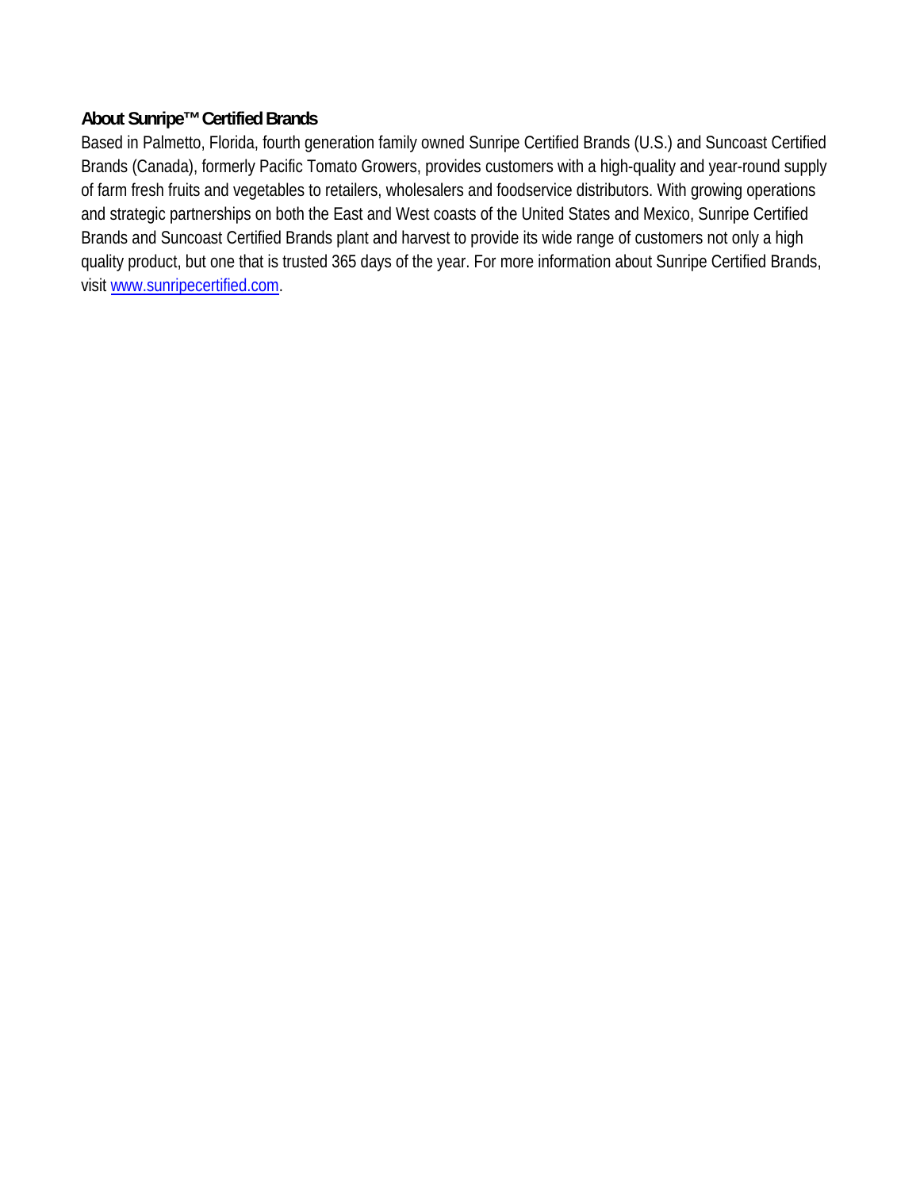**About Sunripe™ Certified Brands**

Based in Palmetto, Florida, fourth generation family owned Sunripe Certified Brands (U.S.) and Suncoast Certified Brands (Canada), formerly Pacific Tomato Growers, provides customers with a high-quality and year-round supply of farm fresh fruits and vegetables to retailers, wholesalers and foodservice distributors. With growing operations and strategic partnerships on both the East and West coasts of the United States and Mexico, Sunripe Certified Brands and Suncoast Certified Brands plant and harvest to provide its wide range of customers not only a high quality product, but one that is trusted 365 days of the year. For more information about Sunripe Certified Brands, visit [www.sunripecertified.com](http://www.sunripecertified.com).